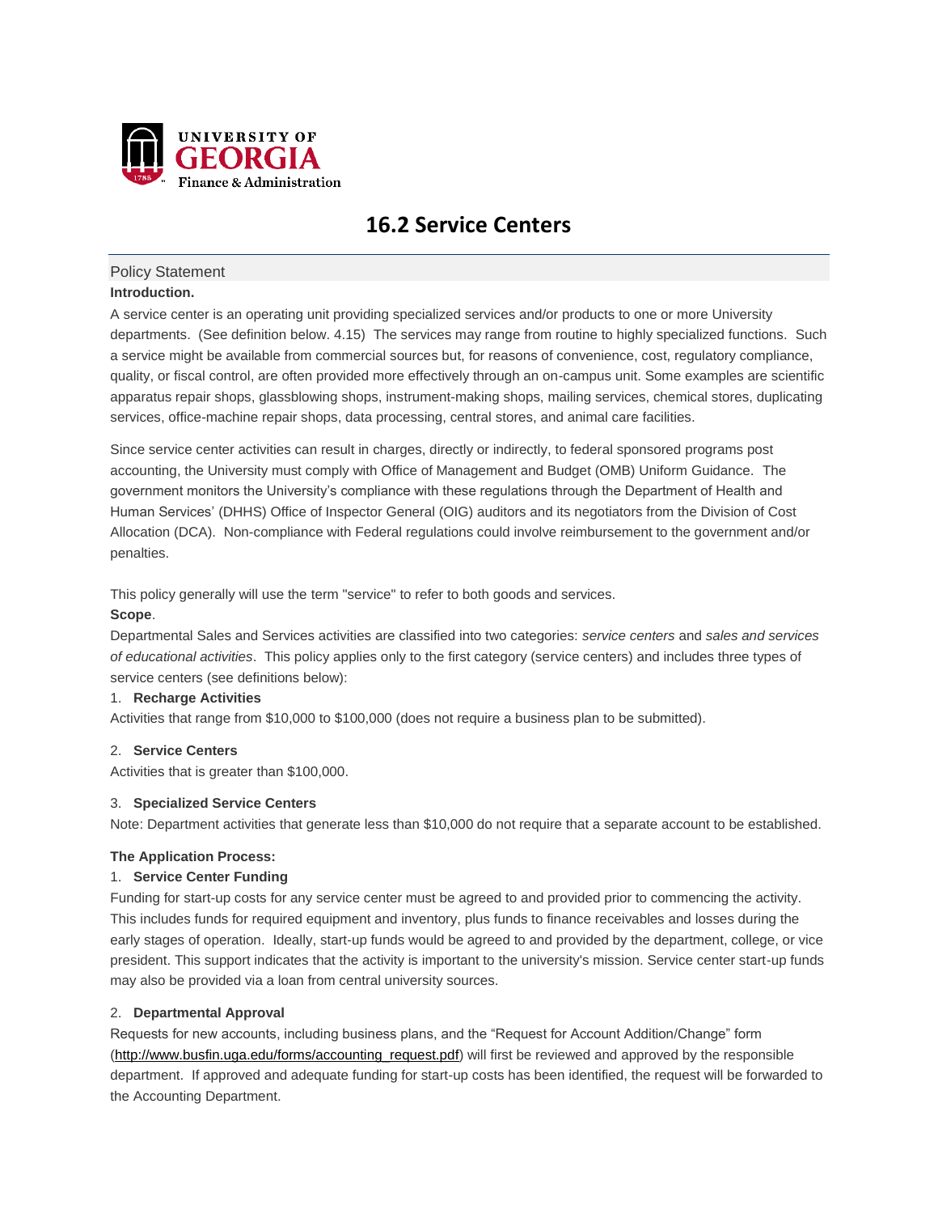UNIVERSITY OF GEORGIA
Finance & Administration

# 16.2 Service Centers

## Policy Statement

**Introduction.**

A service center is an operating unit providing specialized services and/or products to one or more University departments. (See definition below. 4.15) The services may range from routine to highly specialized functions. Such a service might be available from commercial sources but, for reasons of convenience, cost, regulatory compliance, quality, or fiscal control, are often provided more effectively through an on-campus unit. Some examples are scientific apparatus repair shops, glassblowing shops, instrument-making shops, mailing services, chemical stores, duplicating services, office-machine repair shops, data processing, central stores, and animal care facilities.

Since service center activities can result in charges, directly or indirectly, to federal sponsored programs post accounting, the University must comply with Office of Management and Budget (OMB) Uniform Guidance. The government monitors the University's compliance with these regulations through the Department of Health and Human Services' (DHHS) Office of Inspector General (OIG) auditors and its negotiators from the Division of Cost Allocation (DCA). Non-compliance with Federal regulations could involve reimbursement to the government and/or penalties.

This policy generally will use the term "service" to refer to both goods and services.

**Scope**.

Departmental Sales and Services activities are classified into two categories: *service centers* and *sales and services of educational activities*. This policy applies only to the first category (service centers) and includes three types of service centers (see definitions below):

1. **Recharge Activities**

Activities that range from $10,000 to $100,000 (does not require a business plan to be submitted).

2. **Service Centers**

Activities that is greater than $100,000.

3. **Specialized Service Centers**

Note: Department activities that generate less than $10,000 do not require that a separate account to be established.

**The Application Process:**

1. **Service Center Funding**

Funding for start-up costs for any service center must be agreed to and provided prior to commencing the activity. This includes funds for required equipment and inventory, plus funds to finance receivables and losses during the early stages of operation. Ideally, start-up funds would be agreed to and provided by the department, college, or vice president. This support indicates that the activity is important to the university's mission. Service center start-up funds may also be provided via a loan from central university sources.

2. **Departmental Approval**

Requests for new accounts, including business plans, and the "Request for Account Addition/Change" form (http://www.busfin.uga.edu/forms/accounting_request.pdf) will first be reviewed and approved by the responsible department. If approved and adequate funding for start-up costs has been identified, the request will be forwarded to the Accounting Department.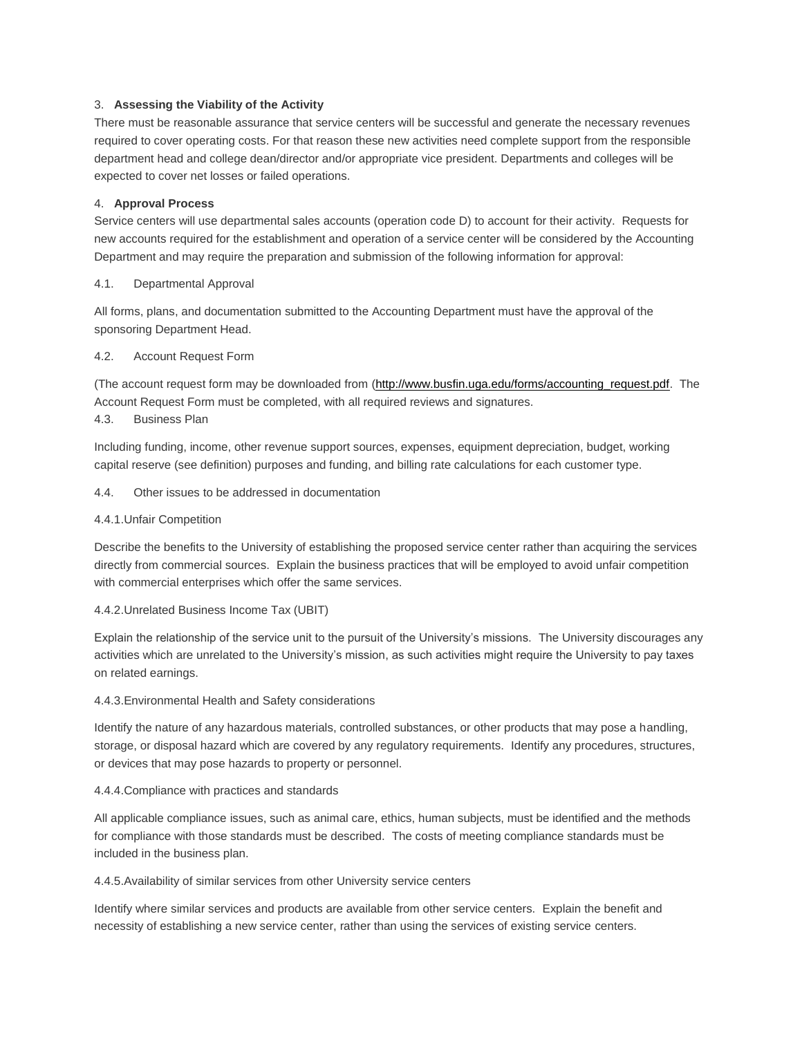3. **Assessing the Viability of the Activity**

There must be reasonable assurance that service centers will be successful and generate the necessary revenues required to cover operating costs. For that reason these new activities need complete support from the responsible department head and college dean/director and/or appropriate vice president. Departments and colleges will be expected to cover net losses or failed operations.

4. **Approval Process**

Service centers will use departmental sales accounts (operation code D) to account for their activity. Requests for new accounts required for the establishment and operation of a service center will be considered by the Accounting Department and may require the preparation and submission of the following information for approval:

4.1. Departmental Approval

All forms, plans, and documentation submitted to the Accounting Department must have the approval of the sponsoring Department Head.

4.2. Account Request Form

(The account request form may be downloaded from (http://www.busfin.uga.edu/forms/accounting_request.pdf. The Account Request Form must be completed, with all required reviews and signatures.

4.3. Business Plan

Including funding, income, other revenue support sources, expenses, equipment depreciation, budget, working capital reserve (see definition) purposes and funding, and billing rate calculations for each customer type.

4.4. Other issues to be addressed in documentation

4.4.1.Unfair Competition

Describe the benefits to the University of establishing the proposed service center rather than acquiring the services directly from commercial sources. Explain the business practices that will be employed to avoid unfair competition with commercial enterprises which offer the same services.

4.4.2.Unrelated Business Income Tax (UBIT)

Explain the relationship of the service unit to the pursuit of the University's missions. The University discourages any activities which are unrelated to the University's mission, as such activities might require the University to pay taxes on related earnings.

4.4.3.Environmental Health and Safety considerations

Identify the nature of any hazardous materials, controlled substances, or other products that may pose a handling, storage, or disposal hazard which are covered by any regulatory requirements. Identify any procedures, structures, or devices that may pose hazards to property or personnel.

4.4.4.Compliance with practices and standards

All applicable compliance issues, such as animal care, ethics, human subjects, must be identified and the methods for compliance with those standards must be described. The costs of meeting compliance standards must be included in the business plan.

4.4.5.Availability of similar services from other University service centers

Identify where similar services and products are available from other service centers. Explain the benefit and necessity of establishing a new service center, rather than using the services of existing service centers.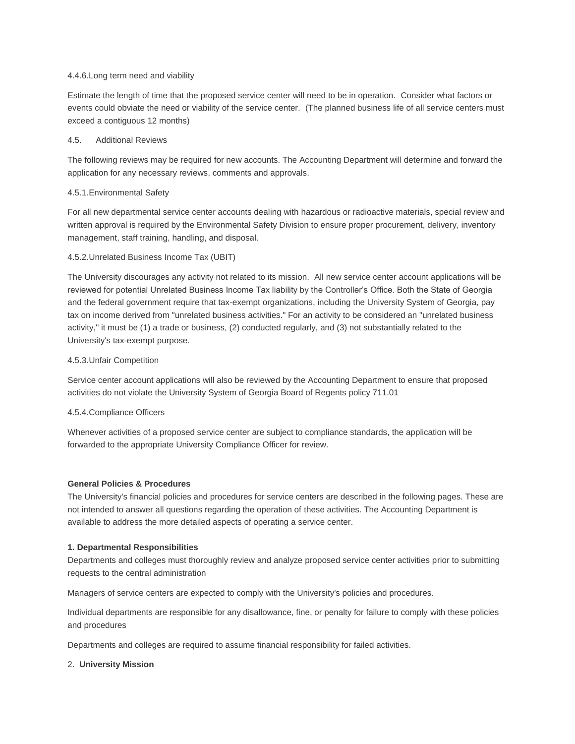4.4.6.Long term need and viability

Estimate the length of time that the proposed service center will need to be in operation. Consider what factors or events could obviate the need or viability of the service center. (The planned business life of all service centers must exceed a contiguous 12 months)

4.5. Additional Reviews

The following reviews may be required for new accounts. The Accounting Department will determine and forward the application for any necessary reviews, comments and approvals.

4.5.1.Environmental Safety

For all new departmental service center accounts dealing with hazardous or radioactive materials, special review and written approval is required by the Environmental Safety Division to ensure proper procurement, delivery, inventory management, staff training, handling, and disposal.

4.5.2.Unrelated Business Income Tax (UBIT)

The University discourages any activity not related to its mission. All new service center account applications will be reviewed for potential Unrelated Business Income Tax liability by the Controller's Office. Both the State of Georgia and the federal government require that tax-exempt organizations, including the University System of Georgia, pay tax on income derived from "unrelated business activities." For an activity to be considered an "unrelated business activity," it must be (1) a trade or business, (2) conducted regularly, and (3) not substantially related to the University's tax-exempt purpose.

4.5.3.Unfair Competition

Service center account applications will also be reviewed by the Accounting Department to ensure that proposed activities do not violate the University System of Georgia Board of Regents policy 711.01

4.5.4.Compliance Officers

Whenever activities of a proposed service center are subject to compliance standards, the application will be forwarded to the appropriate University Compliance Officer for review.

**General Policies & Procedures**

The University's financial policies and procedures for service centers are described in the following pages. These are not intended to answer all questions regarding the operation of these activities. The Accounting Department is available to address the more detailed aspects of operating a service center.

**1. Departmental Responsibilities**

Departments and colleges must thoroughly review and analyze proposed service center activities prior to submitting requests to the central administration

Managers of service centers are expected to comply with the University's policies and procedures.

Individual departments are responsible for any disallowance, fine, or penalty for failure to comply with these policies and procedures

Departments and colleges are required to assume financial responsibility for failed activities.

2. **University Mission**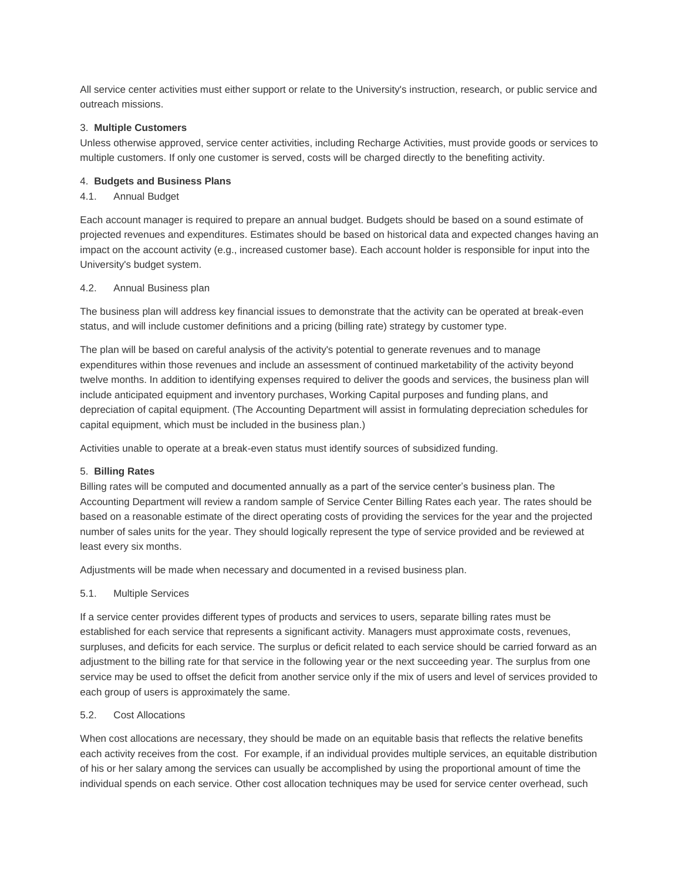All service center activities must either support or relate to the University's instruction, research, or public service and outreach missions.

3. **Multiple Customers**

Unless otherwise approved, service center activities, including Recharge Activities, must provide goods or services to multiple customers. If only one customer is served, costs will be charged directly to the benefiting activity.

4. **Budgets and Business Plans**

4.1. Annual Budget

Each account manager is required to prepare an annual budget. Budgets should be based on a sound estimate of projected revenues and expenditures. Estimates should be based on historical data and expected changes having an impact on the account activity (e.g., increased customer base). Each account holder is responsible for input into the University's budget system.

4.2. Annual Business plan

The business plan will address key financial issues to demonstrate that the activity can be operated at break-even status, and will include customer definitions and a pricing (billing rate) strategy by customer type.

The plan will be based on careful analysis of the activity's potential to generate revenues and to manage expenditures within those revenues and include an assessment of continued marketability of the activity beyond twelve months. In addition to identifying expenses required to deliver the goods and services, the business plan will include anticipated equipment and inventory purchases, Working Capital purposes and funding plans, and depreciation of capital equipment. (The Accounting Department will assist in formulating depreciation schedules for capital equipment, which must be included in the business plan.)

Activities unable to operate at a break-even status must identify sources of subsidized funding.

5. **Billing Rates**

Billing rates will be computed and documented annually as a part of the service center's business plan. The Accounting Department will review a random sample of Service Center Billing Rates each year. The rates should be based on a reasonable estimate of the direct operating costs of providing the services for the year and the projected number of sales units for the year. They should logically represent the type of service provided and be reviewed at least every six months.

Adjustments will be made when necessary and documented in a revised business plan.

5.1. Multiple Services

If a service center provides different types of products and services to users, separate billing rates must be established for each service that represents a significant activity. Managers must approximate costs, revenues, surpluses, and deficits for each service. The surplus or deficit related to each service should be carried forward as an adjustment to the billing rate for that service in the following year or the next succeeding year. The surplus from one service may be used to offset the deficit from another service only if the mix of users and level of services provided to each group of users is approximately the same.

5.2. Cost Allocations

When cost allocations are necessary, they should be made on an equitable basis that reflects the relative benefits each activity receives from the cost. For example, if an individual provides multiple services, an equitable distribution of his or her salary among the services can usually be accomplished by using the proportional amount of time the individual spends on each service. Other cost allocation techniques may be used for service center overhead, such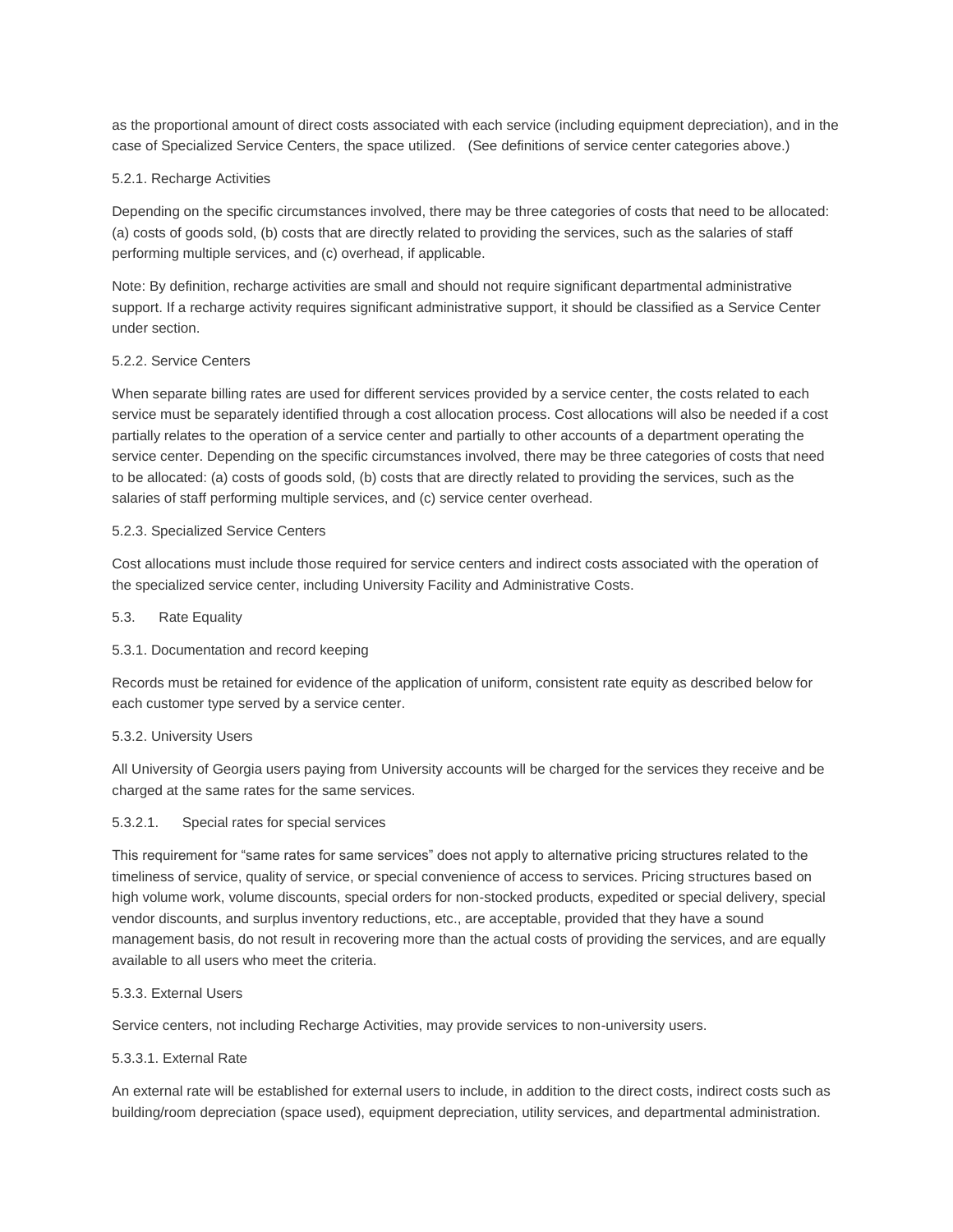as the proportional amount of direct costs associated with each service (including equipment depreciation), and in the case of Specialized Service Centers, the space utilized. (See definitions of service center categories above.)

5.2.1. Recharge Activities

Depending on the specific circumstances involved, there may be three categories of costs that need to be allocated: (a) costs of goods sold, (b) costs that are directly related to providing the services, such as the salaries of staff performing multiple services, and (c) overhead, if applicable.

Note: By definition, recharge activities are small and should not require significant departmental administrative support. If a recharge activity requires significant administrative support, it should be classified as a Service Center under section.

5.2.2. Service Centers

When separate billing rates are used for different services provided by a service center, the costs related to each service must be separately identified through a cost allocation process. Cost allocations will also be needed if a cost partially relates to the operation of a service center and partially to other accounts of a department operating the service center. Depending on the specific circumstances involved, there may be three categories of costs that need to be allocated: (a) costs of goods sold, (b) costs that are directly related to providing the services, such as the salaries of staff performing multiple services, and (c) service center overhead.

5.2.3. Specialized Service Centers

Cost allocations must include those required for service centers and indirect costs associated with the operation of the specialized service center, including University Facility and Administrative Costs.

5.3. Rate Equality

5.3.1. Documentation and record keeping

Records must be retained for evidence of the application of uniform, consistent rate equity as described below for each customer type served by a service center.

5.3.2. University Users

All University of Georgia users paying from University accounts will be charged for the services they receive and be charged at the same rates for the same services.

5.3.2.1. Special rates for special services

This requirement for "same rates for same services" does not apply to alternative pricing structures related to the timeliness of service, quality of service, or special convenience of access to services. Pricing structures based on high volume work, volume discounts, special orders for non-stocked products, expedited or special delivery, special vendor discounts, and surplus inventory reductions, etc., are acceptable, provided that they have a sound management basis, do not result in recovering more than the actual costs of providing the services, and are equally available to all users who meet the criteria.

5.3.3. External Users

Service centers, not including Recharge Activities, may provide services to non-university users.

5.3.3.1. External Rate

An external rate will be established for external users to include, in addition to the direct costs, indirect costs such as building/room depreciation (space used), equipment depreciation, utility services, and departmental administration.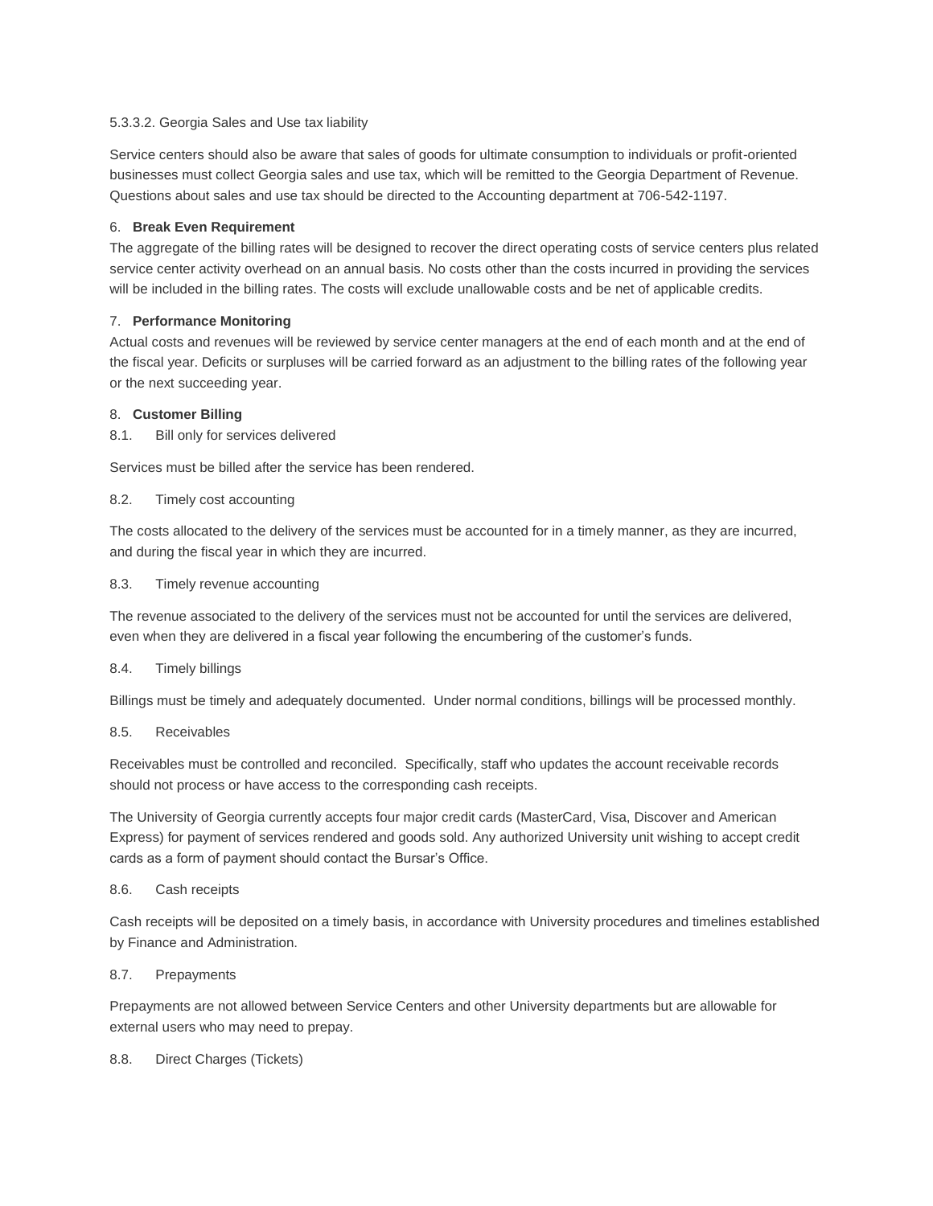5.3.3.2. Georgia Sales and Use tax liability

Service centers should also be aware that sales of goods for ultimate consumption to individuals or profit-oriented businesses must collect Georgia sales and use tax, which will be remitted to the Georgia Department of Revenue. Questions about sales and use tax should be directed to the Accounting department at 706-542-1197.

6. **Break Even Requirement**

The aggregate of the billing rates will be designed to recover the direct operating costs of service centers plus related service center activity overhead on an annual basis. No costs other than the costs incurred in providing the services will be included in the billing rates. The costs will exclude unallowable costs and be net of applicable credits.

7. **Performance Monitoring**

Actual costs and revenues will be reviewed by service center managers at the end of each month and at the end of the fiscal year. Deficits or surpluses will be carried forward as an adjustment to the billing rates of the following year or the next succeeding year.

8. **Customer Billing**

8.1. Bill only for services delivered

Services must be billed after the service has been rendered.

8.2. Timely cost accounting

The costs allocated to the delivery of the services must be accounted for in a timely manner, as they are incurred, and during the fiscal year in which they are incurred.

8.3. Timely revenue accounting

The revenue associated to the delivery of the services must not be accounted for until the services are delivered, even when they are delivered in a fiscal year following the encumbering of the customer's funds.

8.4. Timely billings

Billings must be timely and adequately documented. Under normal conditions, billings will be processed monthly.

8.5. Receivables

Receivables must be controlled and reconciled. Specifically, staff who updates the account receivable records should not process or have access to the corresponding cash receipts.

The University of Georgia currently accepts four major credit cards (MasterCard, Visa, Discover and American Express) for payment of services rendered and goods sold. Any authorized University unit wishing to accept credit cards as a form of payment should contact the Bursar's Office.

8.6. Cash receipts

Cash receipts will be deposited on a timely basis, in accordance with University procedures and timelines established by Finance and Administration.

8.7. Prepayments

Prepayments are not allowed between Service Centers and other University departments but are allowable for external users who may need to prepay.

8.8. Direct Charges (Tickets)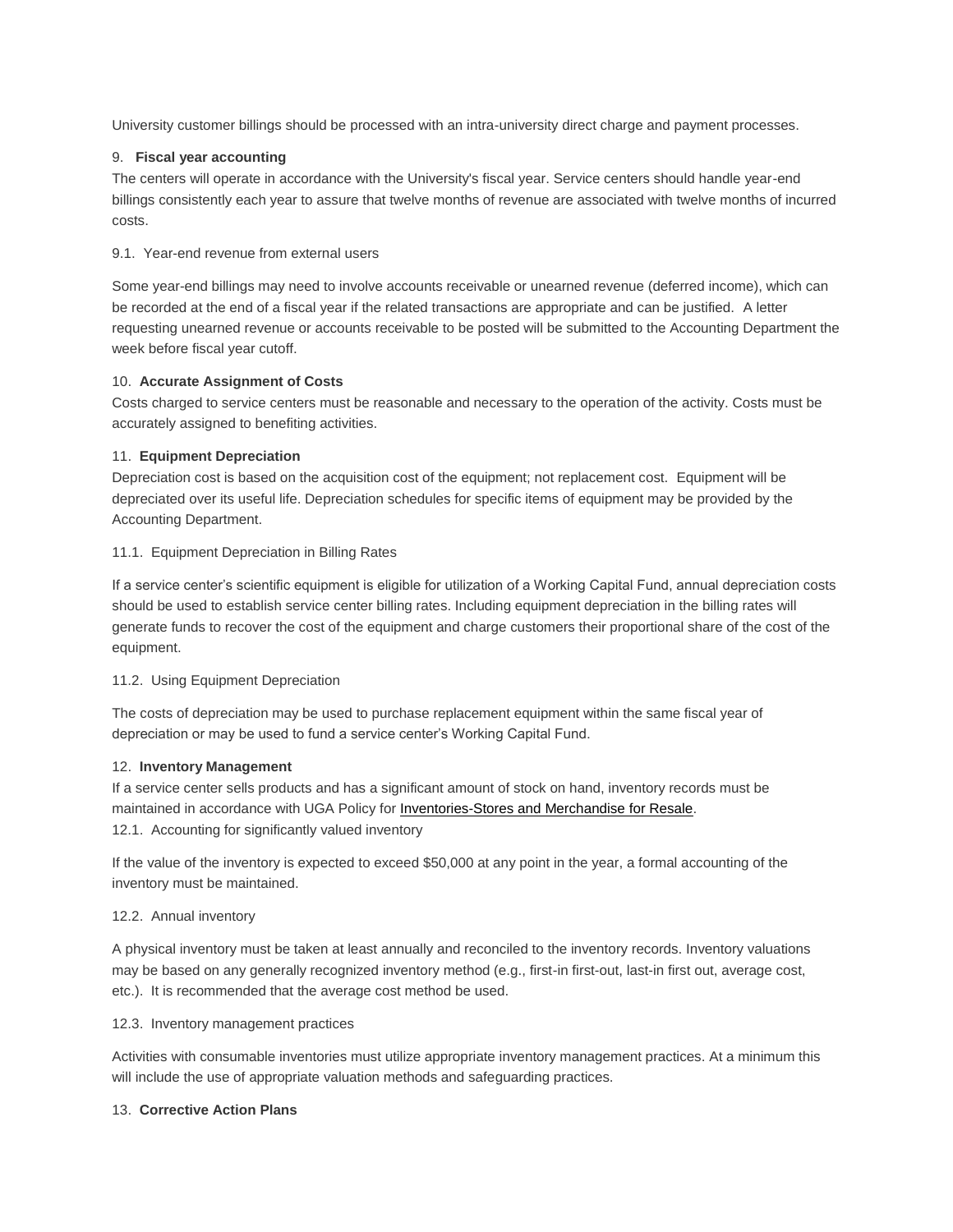University customer billings should be processed with an intra-university direct charge and payment processes.

9. **Fiscal year accounting**

The centers will operate in accordance with the University's fiscal year. Service centers should handle year-end billings consistently each year to assure that twelve months of revenue are associated with twelve months of incurred costs.

9.1. Year-end revenue from external users

Some year-end billings may need to involve accounts receivable or unearned revenue (deferred income), which can be recorded at the end of a fiscal year if the related transactions are appropriate and can be justified. A letter requesting unearned revenue or accounts receivable to be posted will be submitted to the Accounting Department the week before fiscal year cutoff.

10. **Accurate Assignment of Costs**

Costs charged to service centers must be reasonable and necessary to the operation of the activity. Costs must be accurately assigned to benefiting activities.

11. **Equipment Depreciation**

Depreciation cost is based on the acquisition cost of the equipment; not replacement cost. Equipment will be depreciated over its useful life. Depreciation schedules for specific items of equipment may be provided by the Accounting Department.

11.1. Equipment Depreciation in Billing Rates

If a service center's scientific equipment is eligible for utilization of a Working Capital Fund, annual depreciation costs should be used to establish service center billing rates. Including equipment depreciation in the billing rates will generate funds to recover the cost of the equipment and charge customers their proportional share of the cost of the equipment.

11.2. Using Equipment Depreciation

The costs of depreciation may be used to purchase replacement equipment within the same fiscal year of depreciation or may be used to fund a service center's Working Capital Fund.

12. **Inventory Management**

If a service center sells products and has a significant amount of stock on hand, inventory records must be maintained in accordance with UGA Policy for Inventories-Stores and Merchandise for Resale.

12.1. Accounting for significantly valued inventory

If the value of the inventory is expected to exceed $50,000 at any point in the year, a formal accounting of the inventory must be maintained.

12.2. Annual inventory

A physical inventory must be taken at least annually and reconciled to the inventory records. Inventory valuations may be based on any generally recognized inventory method (e.g., first-in first-out, last-in first out, average cost, etc.). It is recommended that the average cost method be used.

12.3. Inventory management practices

Activities with consumable inventories must utilize appropriate inventory management practices. At a minimum this will include the use of appropriate valuation methods and safeguarding practices.

13. **Corrective Action Plans**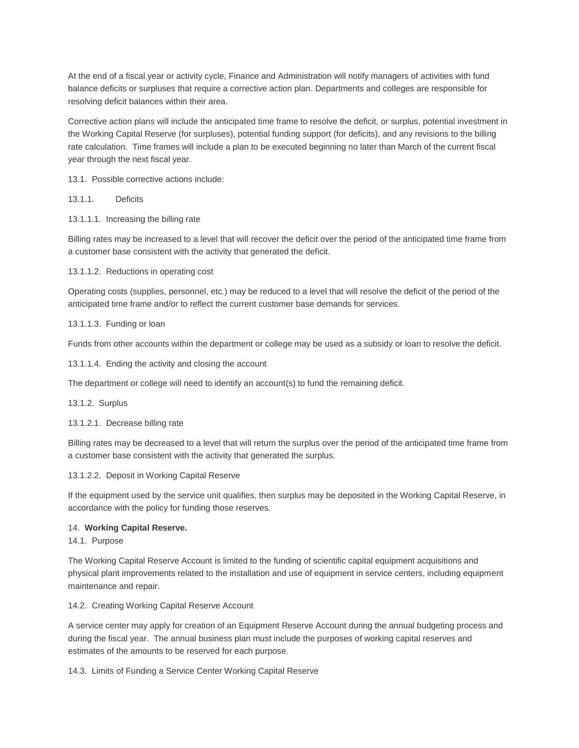At the end of a fiscal year or activity cycle, Finance and Administration will notify managers of activities with fund balance deficits or surpluses that require a corrective action plan. Departments and colleges are responsible for resolving deficit balances within their area.

Corrective action plans will include the anticipated time frame to resolve the deficit, or surplus, potential investment in the Working Capital Reserve (for surpluses), potential funding support (for deficits), and any revisions to the billing rate calculation. Time frames will include a plan to be executed beginning no later than March of the current fiscal year through the next fiscal year.

13.1. Possible corrective actions include:

13.1.1. Deficits

13.1.1.1. Increasing the billing rate

Billing rates may be increased to a level that will recover the deficit over the period of the anticipated time frame from a customer base consistent with the activity that generated the deficit.

13.1.1.2. Reductions in operating cost

Operating costs (supplies, personnel, etc.) may be reduced to a level that will resolve the deficit of the period of the anticipated time frame and/or to reflect the current customer base demands for services.

13.1.1.3. Funding or loan

Funds from other accounts within the department or college may be used as a subsidy or loan to resolve the deficit.

13.1.1.4. Ending the activity and closing the account

The department or college will need to identify an account(s) to fund the remaining deficit.

13.1.2. Surplus

13.1.2.1. Decrease billing rate

Billing rates may be decreased to a level that will return the surplus over the period of the anticipated time frame from a customer base consistent with the activity that generated the surplus.

13.1.2.2. Deposit in Working Capital Reserve

If the equipment used by the service unit qualifies, then surplus may be deposited in the Working Capital Reserve, in accordance with the policy for funding those reserves.

14. **Working Capital Reserve.**

14.1. Purpose

The Working Capital Reserve Account is limited to the funding of scientific capital equipment acquisitions and physical plant improvements related to the installation and use of equipment in service centers, including equipment maintenance and repair.

14.2. Creating Working Capital Reserve Account

A service center may apply for creation of an Equipment Reserve Account during the annual budgeting process and during the fiscal year. The annual business plan must include the purposes of working capital reserves and estimates of the amounts to be reserved for each purpose.

14.3. Limits of Funding a Service Center Working Capital Reserve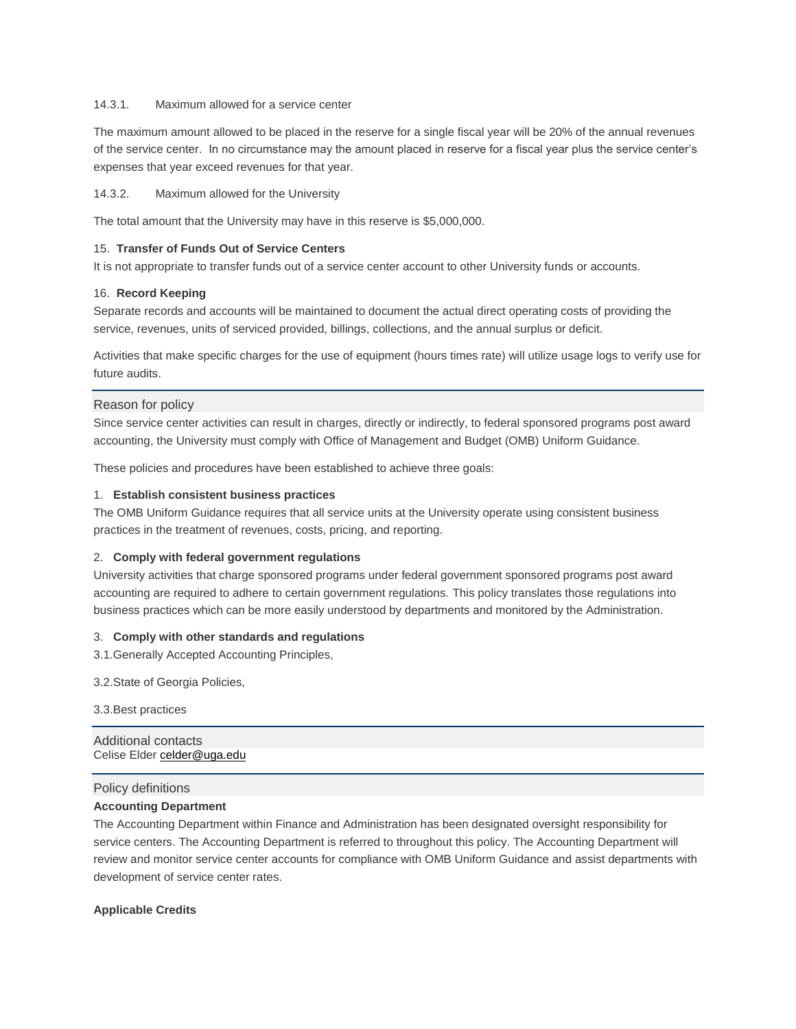14.3.1. Maximum allowed for a service center

The maximum amount allowed to be placed in the reserve for a single fiscal year will be 20% of the annual revenues of the service center. In no circumstance may the amount placed in reserve for a fiscal year plus the service center's expenses that year exceed revenues for that year.

14.3.2. Maximum allowed for the University

The total amount that the University may have in this reserve is $5,000,000.

15. **Transfer of Funds Out of Service Centers**

It is not appropriate to transfer funds out of a service center account to other University funds or accounts.

16. **Record Keeping**

Separate records and accounts will be maintained to document the actual direct operating costs of providing the service, revenues, units of serviced provided, billings, collections, and the annual surplus or deficit.

Activities that make specific charges for the use of equipment (hours times rate) will utilize usage logs to verify use for future audits.

## Reason for policy

Since service center activities can result in charges, directly or indirectly, to federal sponsored programs post award accounting, the University must comply with Office of Management and Budget (OMB) Uniform Guidance.

These policies and procedures have been established to achieve three goals:

1. **Establish consistent business practices**

The OMB Uniform Guidance requires that all service units at the University operate using consistent business practices in the treatment of revenues, costs, pricing, and reporting.

2. **Comply with federal government regulations**

University activities that charge sponsored programs under federal government sponsored programs post award accounting are required to adhere to certain government regulations. This policy translates those regulations into business practices which can be more easily understood by departments and monitored by the Administration.

3. **Comply with other standards and regulations**

3.1.Generally Accepted Accounting Principles,

3.2.State of Georgia Policies,

3.3.Best practices

## Additional contacts

Celise Elder celder@uga.edu

## Policy definitions

**Accounting Department**

The Accounting Department within Finance and Administration has been designated oversight responsibility for service centers. The Accounting Department is referred to throughout this policy. The Accounting Department will review and monitor service center accounts for compliance with OMB Uniform Guidance and assist departments with development of service center rates.

**Applicable Credits**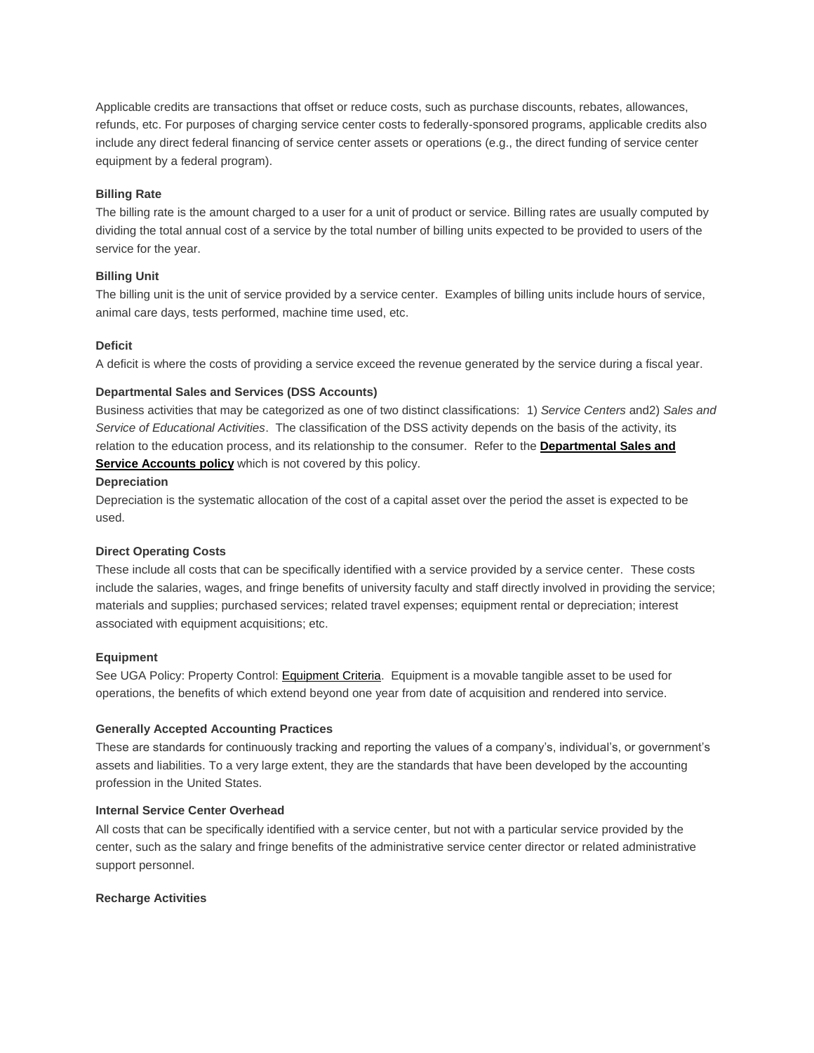Applicable credits are transactions that offset or reduce costs, such as purchase discounts, rebates, allowances, refunds, etc. For purposes of charging service center costs to federally-sponsored programs, applicable credits also include any direct federal financing of service center assets or operations (e.g., the direct funding of service center equipment by a federal program).

**Billing Rate**

The billing rate is the amount charged to a user for a unit of product or service. Billing rates are usually computed by dividing the total annual cost of a service by the total number of billing units expected to be provided to users of the service for the year.

**Billing Unit**

The billing unit is the unit of service provided by a service center. Examples of billing units include hours of service, animal care days, tests performed, machine time used, etc.

**Deficit**

A deficit is where the costs of providing a service exceed the revenue generated by the service during a fiscal year.

**Departmental Sales and Services (DSS Accounts)**

Business activities that may be categorized as one of two distinct classifications: 1) *Service Centers* and2) *Sales and Service of Educational Activities*. The classification of the DSS activity depends on the basis of the activity, its relation to the education process, and its relationship to the consumer. Refer to the **Departmental Sales and Service Accounts policy** which is not covered by this policy.

**Depreciation**

Depreciation is the systematic allocation of the cost of a capital asset over the period the asset is expected to be used.

**Direct Operating Costs**

These include all costs that can be specifically identified with a service provided by a service center. These costs include the salaries, wages, and fringe benefits of university faculty and staff directly involved in providing the service; materials and supplies; purchased services; related travel expenses; equipment rental or depreciation; interest associated with equipment acquisitions; etc.

**Equipment**

See UGA Policy: Property Control: Equipment Criteria. Equipment is a movable tangible asset to be used for operations, the benefits of which extend beyond one year from date of acquisition and rendered into service.

**Generally Accepted Accounting Practices**

These are standards for continuously tracking and reporting the values of a company's, individual's, or government's assets and liabilities. To a very large extent, they are the standards that have been developed by the accounting profession in the United States.

**Internal Service Center Overhead**

All costs that can be specifically identified with a service center, but not with a particular service provided by the center, such as the salary and fringe benefits of the administrative service center director or related administrative support personnel.

**Recharge Activities**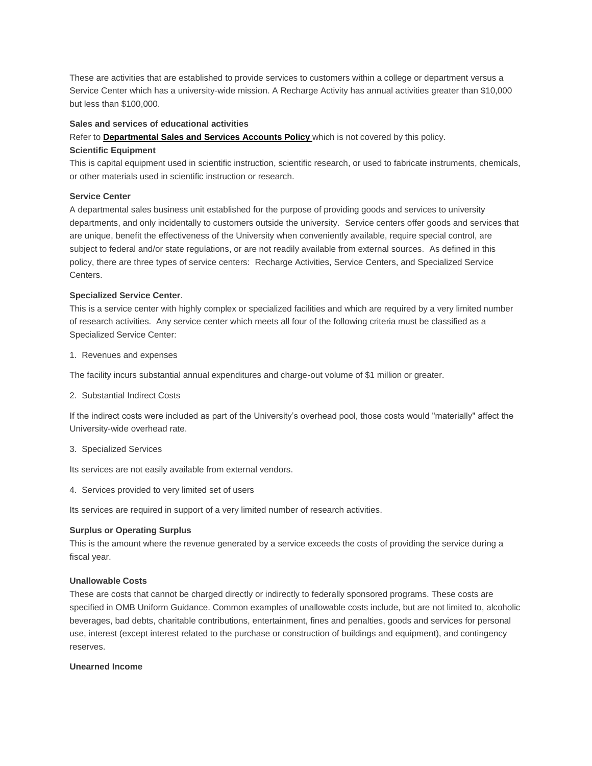These are activities that are established to provide services to customers within a college or department versus a Service Center which has a university-wide mission. A Recharge Activity has annual activities greater than $10,000 but less than $100,000.

**Sales and services of educational activities**

Refer to **Departmental Sales and Services Accounts Policy** which is not covered by this policy.

**Scientific Equipment**

This is capital equipment used in scientific instruction, scientific research, or used to fabricate instruments, chemicals, or other materials used in scientific instruction or research.

**Service Center**

A departmental sales business unit established for the purpose of providing goods and services to university departments, and only incidentally to customers outside the university. Service centers offer goods and services that are unique, benefit the effectiveness of the University when conveniently available, require special control, are subject to federal and/or state regulations, or are not readily available from external sources. As defined in this policy, there are three types of service centers: Recharge Activities, Service Centers, and Specialized Service Centers.

**Specialized Service Center**.

This is a service center with highly complex or specialized facilities and which are required by a very limited number of research activities. Any service center which meets all four of the following criteria must be classified as a Specialized Service Center:

1. Revenues and expenses

The facility incurs substantial annual expenditures and charge-out volume of $1 million or greater.

2. Substantial Indirect Costs

If the indirect costs were included as part of the University's overhead pool, those costs would "materially" affect the University-wide overhead rate.

3. Specialized Services

Its services are not easily available from external vendors.

4. Services provided to very limited set of users

Its services are required in support of a very limited number of research activities.

**Surplus or Operating Surplus**

This is the amount where the revenue generated by a service exceeds the costs of providing the service during a fiscal year.

**Unallowable Costs**

These are costs that cannot be charged directly or indirectly to federally sponsored programs. These costs are specified in OMB Uniform Guidance. Common examples of unallowable costs include, but are not limited to, alcoholic beverages, bad debts, charitable contributions, entertainment, fines and penalties, goods and services for personal use, interest (except interest related to the purchase or construction of buildings and equipment), and contingency reserves.

**Unearned Income**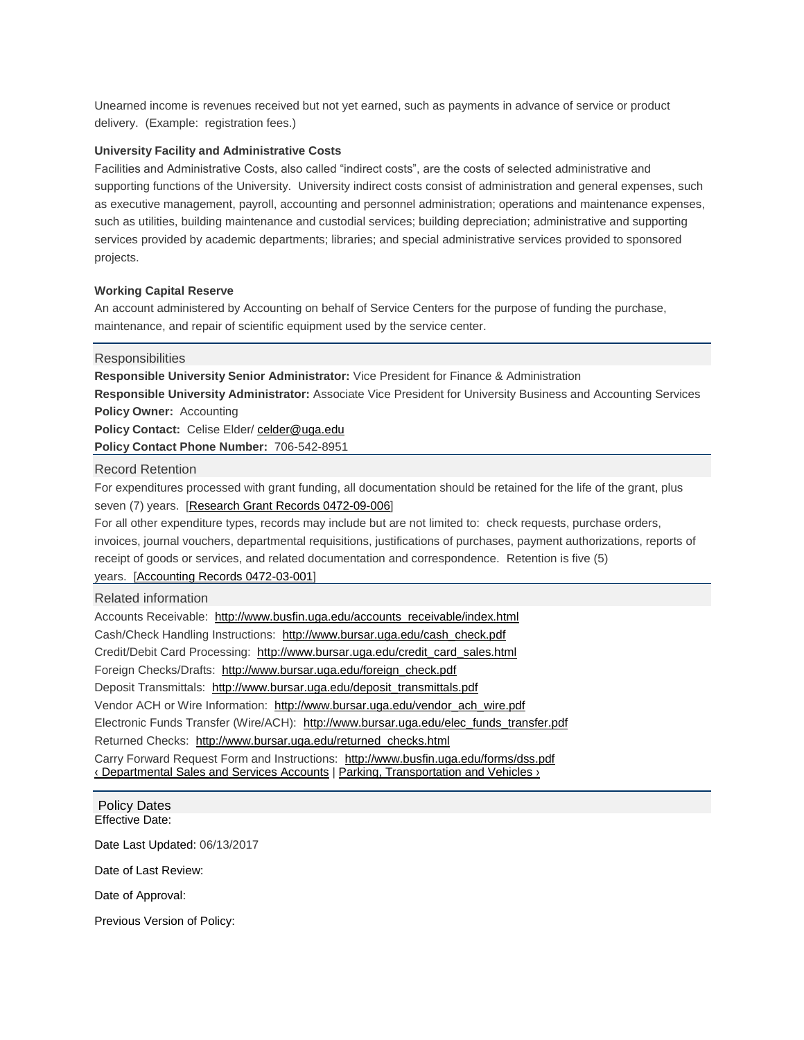Unearned income is revenues received but not yet earned, such as payments in advance of service or product delivery. (Example: registration fees.)

**University Facility and Administrative Costs**

Facilities and Administrative Costs, also called "indirect costs", are the costs of selected administrative and supporting functions of the University. University indirect costs consist of administration and general expenses, such as executive management, payroll, accounting and personnel administration; operations and maintenance expenses, such as utilities, building maintenance and custodial services; building depreciation; administrative and supporting services provided by academic departments; libraries; and special administrative services provided to sponsored projects.

**Working Capital Reserve**

An account administered by Accounting on behalf of Service Centers for the purpose of funding the purchase, maintenance, and repair of scientific equipment used by the service center.

## Responsibilities

**Responsible University Senior Administrator:** Vice President for Finance & Administration
**Responsible University Administrator:** Associate Vice President for University Business and Accounting Services
**Policy Owner:** Accounting
**Policy Contact:** Celise Elder/ celder@uga.edu
**Policy Contact Phone Number:** 706-542-8951

## Record Retention

For expenditures processed with grant funding, all documentation should be retained for the life of the grant, plus seven (7) years. [Research Grant Records 0472-09-006]

For all other expenditure types, records may include but are not limited to: check requests, purchase orders, invoices, journal vouchers, departmental requisitions, justifications of purchases, payment authorizations, reports of receipt of goods or services, and related documentation and correspondence. Retention is five (5) years. [Accounting Records 0472-03-001]

## Related information

Accounts Receivable: http://www.busfin.uga.edu/accounts_receivable/index.html
Cash/Check Handling Instructions: http://www.bursar.uga.edu/cash_check.pdf
Credit/Debit Card Processing: http://www.bursar.uga.edu/credit_card_sales.html
Foreign Checks/Drafts: http://www.bursar.uga.edu/foreign_check.pdf
Deposit Transmittals: http://www.bursar.uga.edu/deposit_transmittals.pdf
Vendor ACH or Wire Information: http://www.bursar.uga.edu/vendor_ach_wire.pdf
Electronic Funds Transfer (Wire/ACH): http://www.bursar.uga.edu/elec_funds_transfer.pdf
Returned Checks: http://www.bursar.uga.edu/returned_checks.html
Carry Forward Request Form and Instructions: http://www.busfin.uga.edu/forms/dss.pdf
‹ Departmental Sales and Services Accounts | Parking, Transportation and Vehicles ›

## Policy Dates

Effective Date:

Date Last Updated: 06/13/2017

Date of Last Review:

Date of Approval:

Previous Version of Policy: